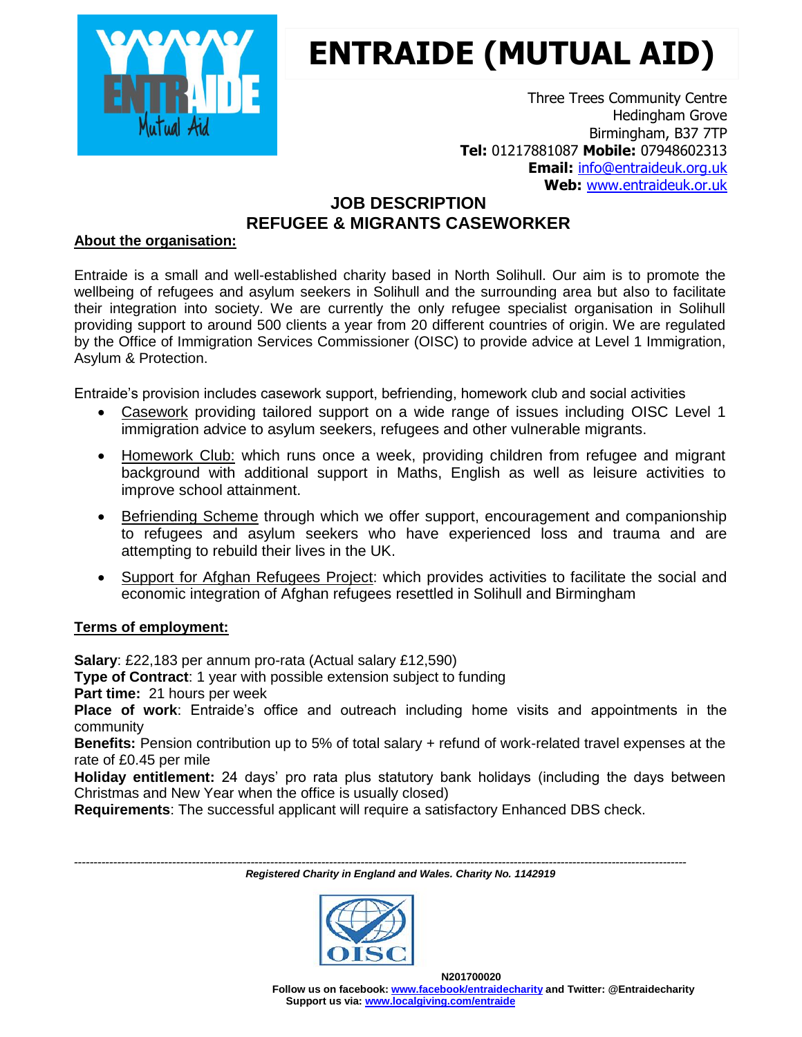# ENTRAIDE (MUTUAL AID)

Three Trees Community Centre
Hedingham Grove
Birmingham, B37 7TP
**Tel:** 01217881087 **Mobile:** 07948602313
**Email:** info@entraideuk.org.uk
**Web:** www.entraideuk.or.uk

## JOB DESCRIPTION
## REFUGEE & MIGRANTS CASEWORKER

**About the organisation:**

Entraide is a small and well-established charity based in North Solihull. Our aim is to promote the wellbeing of refugees and asylum seekers in Solihull and the surrounding area but also to facilitate their integration into society. We are currently the only refugee specialist organisation in Solihull providing support to around 500 clients a year from 20 different countries of origin. We are regulated by the Office of Immigration Services Commissioner (OISC) to provide advice at Level 1 Immigration, Asylum & Protection.

Entraide's provision includes casework support, befriending, homework club and social activities

- Casework providing tailored support on a wide range of issues including OISC Level 1 immigration advice to asylum seekers, refugees and other vulnerable migrants.
- Homework Club: which runs once a week, providing children from refugee and migrant background with additional support in Maths, English as well as leisure activities to improve school attainment.
- Befriending Scheme through which we offer support, encouragement and companionship to refugees and asylum seekers who have experienced loss and trauma and are attempting to rebuild their lives in the UK.
- Support for Afghan Refugees Project: which provides activities to facilitate the social and economic integration of Afghan refugees resettled in Solihull and Birmingham

**Terms of employment:**

**Salary**: £22,183 per annum pro-rata (Actual salary £12,590)
**Type of Contract**: 1 year with possible extension subject to funding
**Part time:** 21 hours per week
**Place of work**: Entraide's office and outreach including home visits and appointments in the community
**Benefits:** Pension contribution up to 5% of total salary + refund of work-related travel expenses at the rate of £0.45 per mile
**Holiday entitlement:** 24 days' pro rata plus statutory bank holidays (including the days between Christmas and New Year when the office is usually closed)
**Requirements**: The successful applicant will require a satisfactory Enhanced DBS check.

---

***Registered Charity in England and Wales. Charity No. 1142919***

OISC

**N201700020**
**Follow us on facebook: www.facebook/entraidecharity and Twitter: @Entraidecharity**
**Support us via: www.localgiving.com/entraide**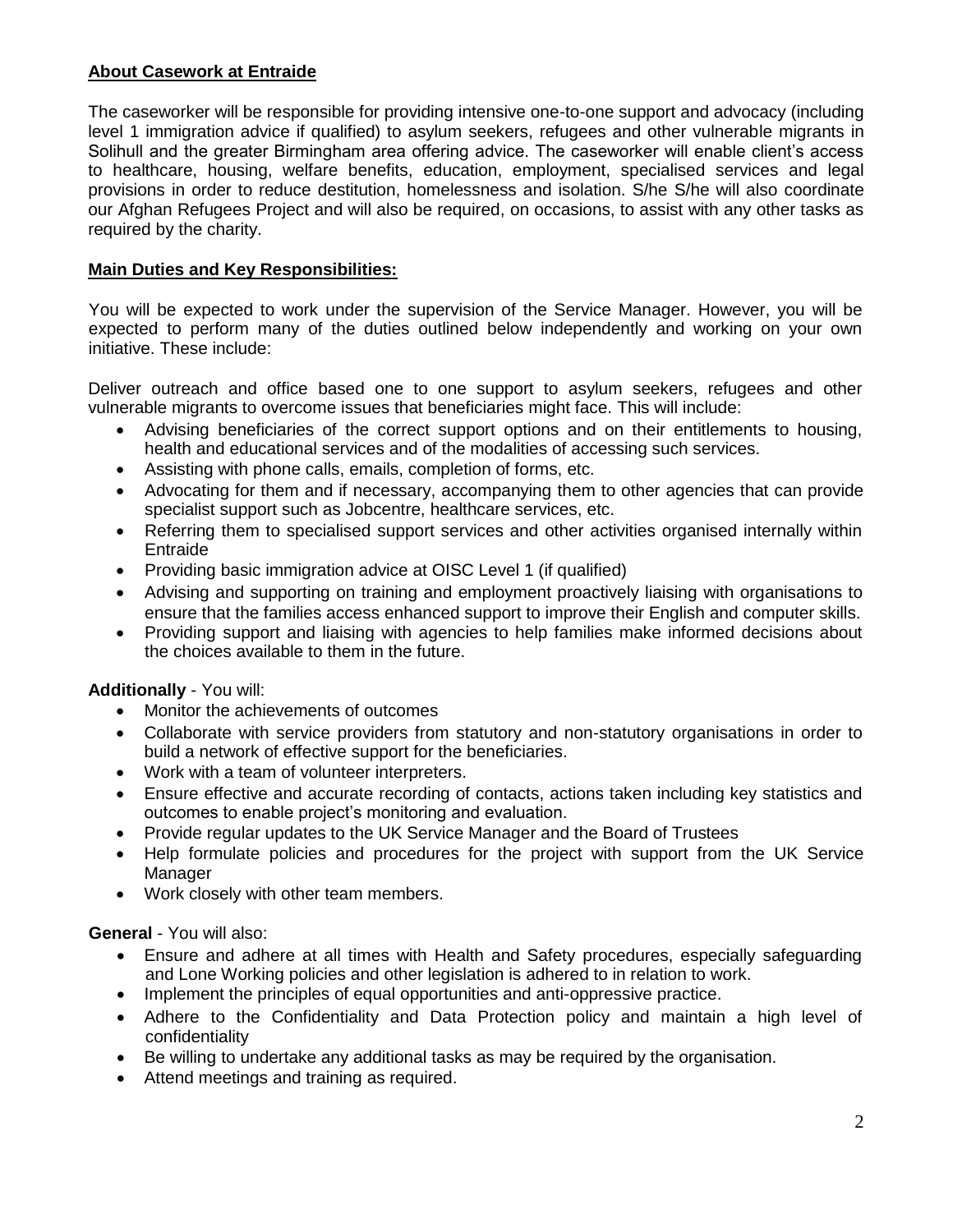**About Casework at Entraide**

The caseworker will be responsible for providing intensive one-to-one support and advocacy (including level 1 immigration advice if qualified) to asylum seekers, refugees and other vulnerable migrants in Solihull and the greater Birmingham area offering advice. The caseworker will enable client's access to healthcare, housing, welfare benefits, education, employment, specialised services and legal provisions in order to reduce destitution, homelessness and isolation. S/he S/he will also coordinate our Afghan Refugees Project and will also be required, on occasions, to assist with any other tasks as required by the charity.

**Main Duties and Key Responsibilities:**

You will be expected to work under the supervision of the Service Manager. However, you will be expected to perform many of the duties outlined below independently and working on your own initiative. These include:

Deliver outreach and office based one to one support to asylum seekers, refugees and other vulnerable migrants to overcome issues that beneficiaries might face. This will include:

- Advising beneficiaries of the correct support options and on their entitlements to housing, health and educational services and of the modalities of accessing such services.
- Assisting with phone calls, emails, completion of forms, etc.
- Advocating for them and if necessary, accompanying them to other agencies that can provide specialist support such as Jobcentre, healthcare services, etc.
- Referring them to specialised support services and other activities organised internally within Entraide
- Providing basic immigration advice at OISC Level 1 (if qualified)
- Advising and supporting on training and employment proactively liaising with organisations to ensure that the families access enhanced support to improve their English and computer skills.
- Providing support and liaising with agencies to help families make informed decisions about the choices available to them in the future.

**Additionally** - You will:

- Monitor the achievements of outcomes
- Collaborate with service providers from statutory and non-statutory organisations in order to build a network of effective support for the beneficiaries.
- Work with a team of volunteer interpreters.
- Ensure effective and accurate recording of contacts, actions taken including key statistics and outcomes to enable project's monitoring and evaluation.
- Provide regular updates to the UK Service Manager and the Board of Trustees
- Help formulate policies and procedures for the project with support from the UK Service Manager
- Work closely with other team members.

**General** - You will also:

- Ensure and adhere at all times with Health and Safety procedures, especially safeguarding and Lone Working policies and other legislation is adhered to in relation to work.
- Implement the principles of equal opportunities and anti-oppressive practice.
- Adhere to the Confidentiality and Data Protection policy and maintain a high level of confidentiality
- Be willing to undertake any additional tasks as may be required by the organisation.
- Attend meetings and training as required.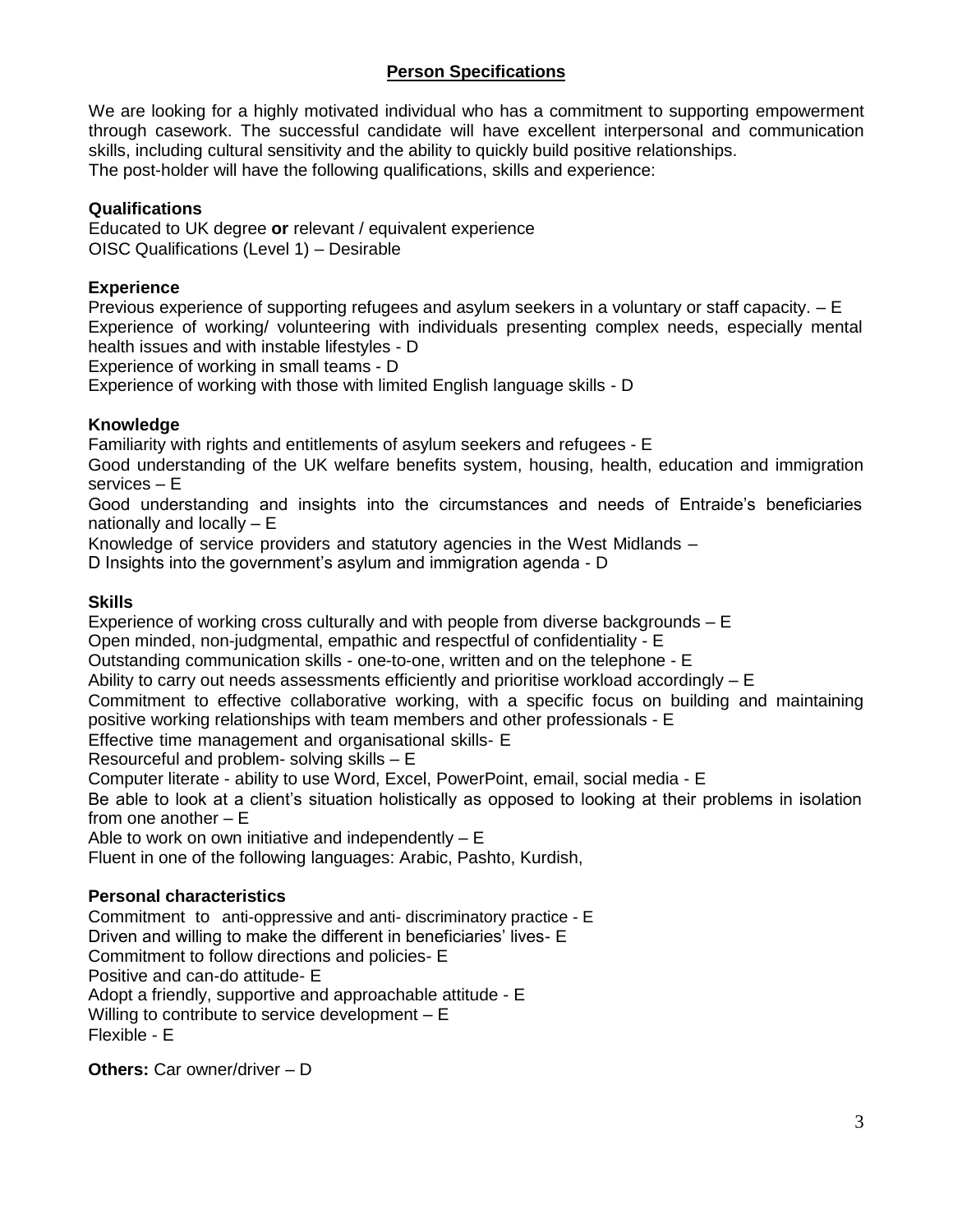## Person Specifications

We are looking for a highly motivated individual who has a commitment to supporting empowerment through casework. The successful candidate will have excellent interpersonal and communication skills, including cultural sensitivity and the ability to quickly build positive relationships.
The post-holder will have the following qualifications, skills and experience:

**Qualifications**
Educated to UK degree **or** relevant / equivalent experience
OISC Qualifications (Level 1) – Desirable

**Experience**
Previous experience of supporting refugees and asylum seekers in a voluntary or staff capacity. – E
Experience of working/ volunteering with individuals presenting complex needs, especially mental health issues and with instable lifestyles - D
Experience of working in small teams - D
Experience of working with those with limited English language skills - D

**Knowledge**
Familiarity with rights and entitlements of asylum seekers and refugees - E
Good understanding of the UK welfare benefits system, housing, health, education and immigration services – E
Good understanding and insights into the circumstances and needs of Entraide's beneficiaries nationally and locally – E
Knowledge of service providers and statutory agencies in the West Midlands –
D Insights into the government's asylum and immigration agenda - D

**Skills**
Experience of working cross culturally and with people from diverse backgrounds – E
Open minded, non-judgmental, empathic and respectful of confidentiality - E
Outstanding communication skills - one-to-one, written and on the telephone - E
Ability to carry out needs assessments efficiently and prioritise workload accordingly – E
Commitment to effective collaborative working, with a specific focus on building and maintaining positive working relationships with team members and other professionals - E
Effective time management and organisational skills- E
Resourceful and problem- solving skills – E
Computer literate - ability to use Word, Excel, PowerPoint, email, social media - E
Be able to look at a client's situation holistically as opposed to looking at their problems in isolation from one another – E
Able to work on own initiative and independently – E
Fluent in one of the following languages: Arabic, Pashto, Kurdish,

**Personal characteristics**
Commitment to anti-oppressive and anti- discriminatory practice - E
Driven and willing to make the different in beneficiaries' lives- E
Commitment to follow directions and policies- E
Positive and can-do attitude- E
Adopt a friendly, supportive and approachable attitude - E
Willing to contribute to service development – E
Flexible - E

**Others:** Car owner/driver – D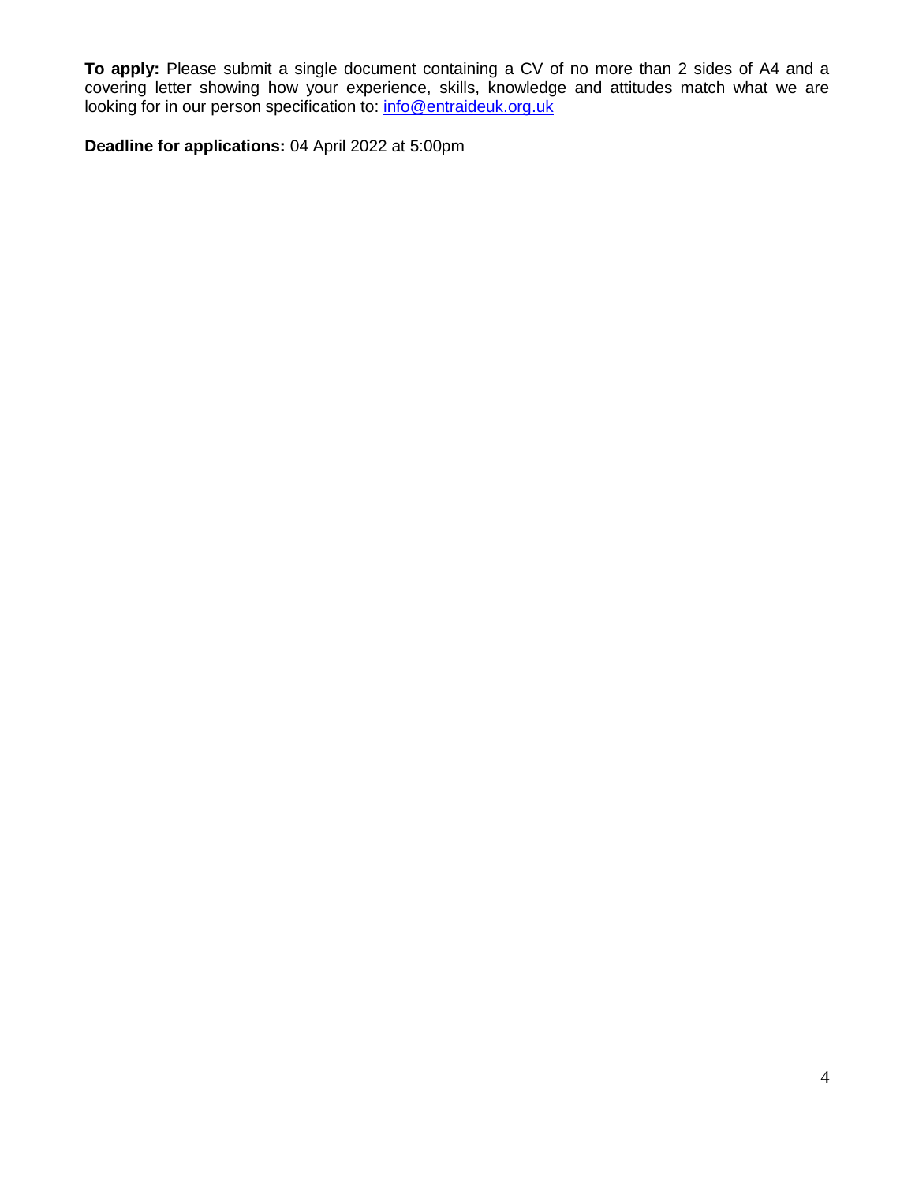**To apply:** Please submit a single document containing a CV of no more than 2 sides of A4 and a covering letter showing how your experience, skills, knowledge and attitudes match what we are looking for in our person specification to: info@entraideuk.org.uk

**Deadline for applications:** 04 April 2022 at 5:00pm